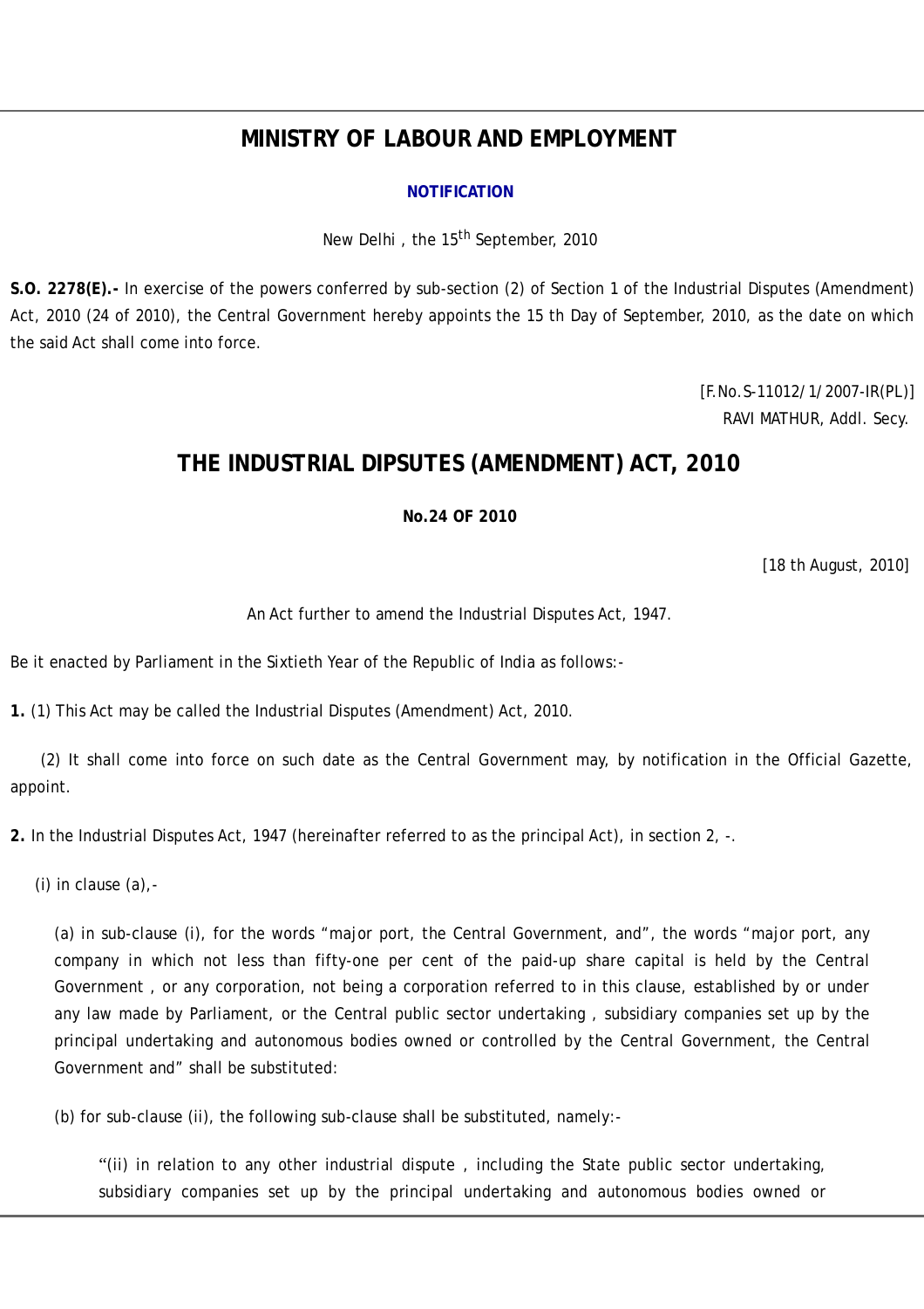# MINISTRY OF LABOUR AND EMPLOYMENT

**NOTIFICATION**

New Delhi , the 15th September, 2010

**S.O. 2278(E).-** In exercise of the powers conferred by sub-section (2) of Section 1 of the Industrial Disputes (Amendment) Act, 2010 (24 of 2010), the Central Government hereby appoints the 15 th Day of September, 2010, as the date on which the said Act shall come into force.

[F.No.S-11012/1/2007-IR(PL)]
RAVI MATHUR, Addl. Secy.

# THE INDUSTRIAL DIPSUTES (AMENDMENT) ACT, 2010

**No.24 OF 2010**

[18 th August, 2010]

An Act further to amend the Industrial Disputes Act, 1947.

Be it enacted by Parliament in the Sixtieth Year of the Republic of India as follows:-

**1.** (1) This Act may be called the Industrial Disputes (Amendment) Act, 2010.

(2) It shall come into force on such date as the Central Government may, by notification in the Official Gazette, appoint.

**2.** In the Industrial Disputes Act, 1947 (hereinafter referred to as the principal Act), in section 2, -.

(i) in clause (a),-

(a) in sub-clause (i), for the words "major port, the Central Government, and", the words "major port, any company in which not less than fifty-one per cent of the paid-up share capital is held by the Central Government , or any corporation, not being a corporation referred to in this clause, established by or under any law made by Parliament, or the Central public sector undertaking , subsidiary companies set up by the principal undertaking and autonomous bodies owned or controlled by the Central Government, the Central Government and" shall be substituted:

(b) for sub-clause (ii), the following sub-clause shall be substituted, namely:-

"(ii) in relation to any other industrial dispute , including the State public sector undertaking, subsidiary companies set up by the principal undertaking and autonomous bodies owned or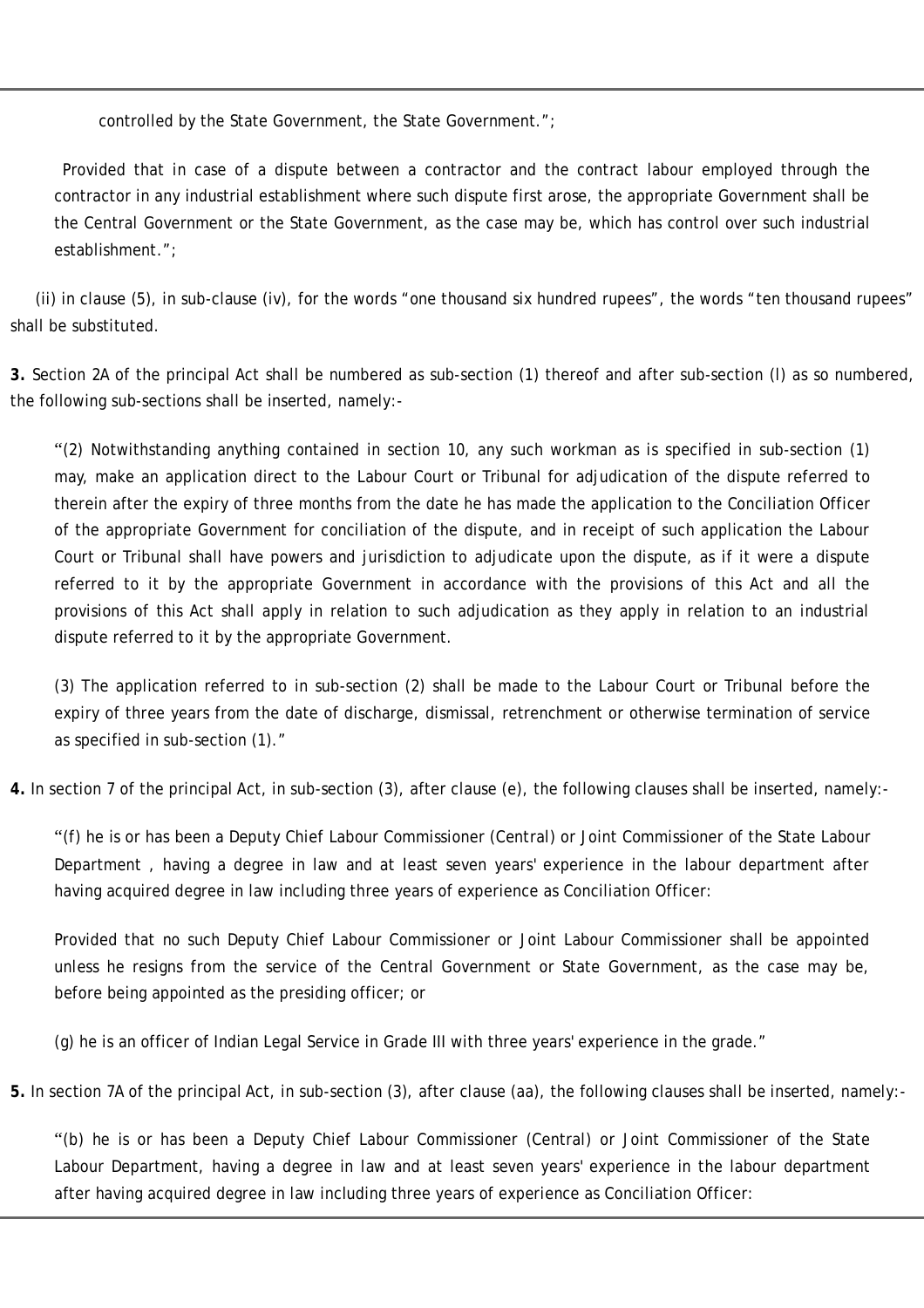controlled by the State Government, the State Government.";

Provided that in case of a dispute between a contractor and the contract labour employed through the contractor in any industrial establishment where such dispute first arose, the appropriate Government shall be the Central Government or the State Government, as the case may be, which has control over such industrial establishment.";

(ii) in clause (5), in sub-clause (iv), for the words "one thousand six hundred rupees", the words "ten thousand rupees" shall be substituted.

**3.** Section 2A of the principal Act shall be numbered as sub-section (1) thereof and after sub-section (l) as so numbered, the following sub-sections shall be inserted, namely:-

"(2) Notwithstanding anything contained in section 10, any such workman as is specified in sub-section (1) may, make an application direct to the Labour Court or Tribunal for adjudication of the dispute referred to therein after the expiry of three months from the date he has made the application to the Conciliation Officer of the appropriate Government for conciliation of the dispute, and in receipt of such application the Labour Court or Tribunal shall have powers and jurisdiction to adjudicate upon the dispute, as if it were a dispute referred to it by the appropriate Government in accordance with the provisions of this Act and all the provisions of this Act shall apply in relation to such adjudication as they apply in relation to an industrial dispute referred to it by the appropriate Government.

(3) The application referred to in sub-section (2) shall be made to the Labour Court or Tribunal before the expiry of three years from the date of discharge, dismissal, retrenchment or otherwise termination of service as specified in sub-section (1)."

**4.** In section 7 of the principal Act, in sub-section (3), after clause (e), the following clauses shall be inserted, namely:-

"(f) he is or has been a Deputy Chief Labour Commissioner (Central) or Joint Commissioner of the State Labour Department , having a degree in law and at least seven years' experience in the labour department after having acquired degree in law including three years of experience as Conciliation Officer:

Provided that no such Deputy Chief Labour Commissioner or Joint Labour Commissioner shall be appointed unless he resigns from the service of the Central Government or State Government, as the case may be, before being appointed as the presiding officer; or

(g) he is an officer of Indian Legal Service in Grade III with three years' experience in the grade."

**5.** In section 7A of the principal Act, in sub-section (3), after clause (aa), the following clauses shall be inserted, namely:-

"(b) he is or has been a Deputy Chief Labour Commissioner (Central) or Joint Commissioner of the State Labour Department, having a degree in law and at least seven years' experience in the labour department after having acquired degree in law including three years of experience as Conciliation Officer: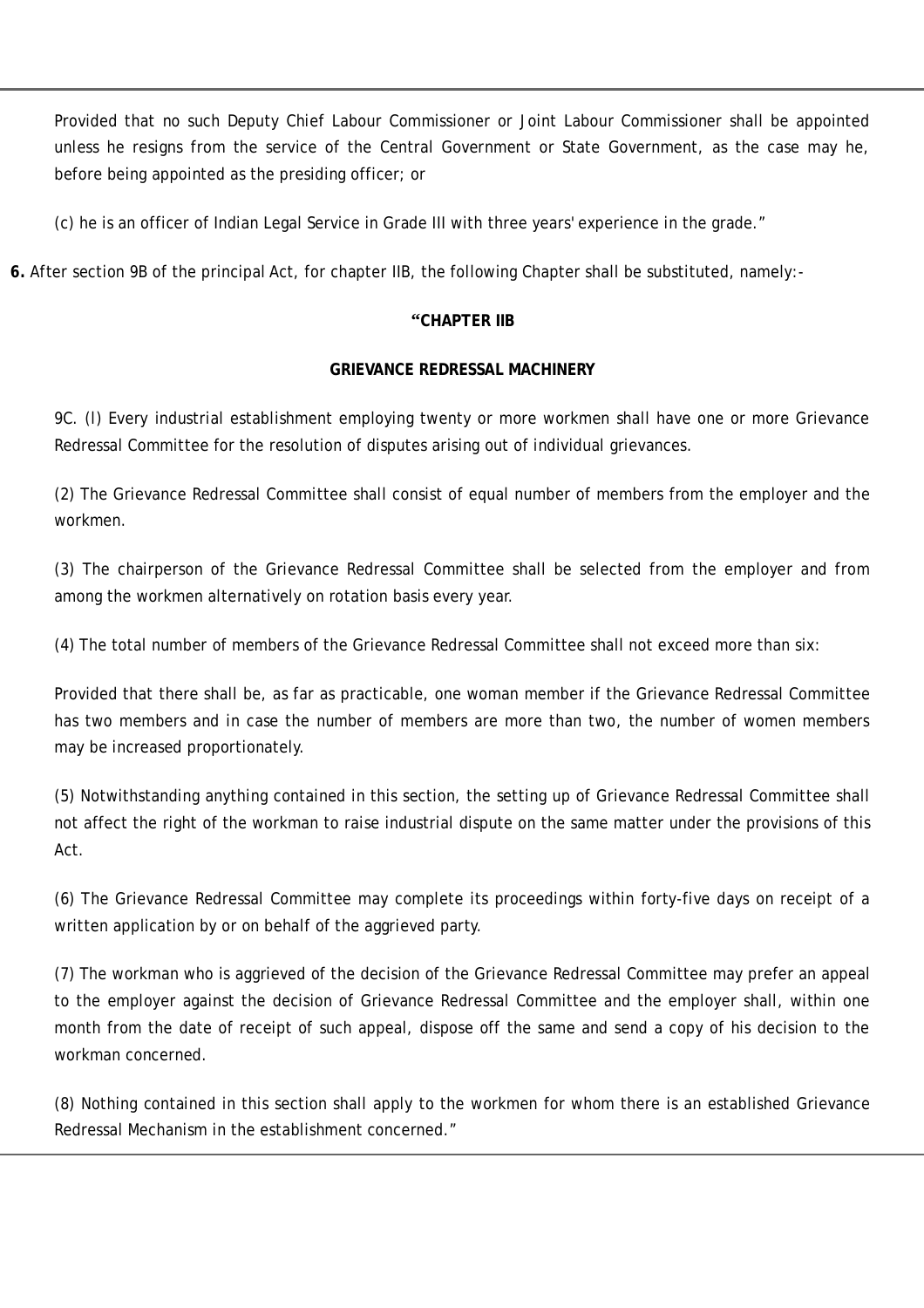Provided that no such Deputy Chief Labour Commissioner or Joint Labour Commissioner shall be appointed unless he resigns from the service of the Central Government or State Government, as the case may he, before being appointed as the presiding officer; or

(c) he is an officer of Indian Legal Service in Grade III with three years' experience in the grade."

**6.** After section 9B of the principal Act, for chapter IIB, the following Chapter shall be substituted, namely:-

**"CHAPTER IIB**

**GRIEVANCE REDRESSAL MACHINERY**

9C. (l) Every industrial establishment employing twenty or more workmen shall have one or more Grievance Redressal Committee for the resolution of disputes arising out of individual grievances.

(2) The Grievance Redressal Committee shall consist of equal number of members from the employer and the workmen.

(3) The chairperson of the Grievance Redressal Committee shall be selected from the employer and from among the workmen alternatively on rotation basis every year.

(4) The total number of members of the Grievance Redressal Committee shall not exceed more than six:

Provided that there shall be, as far as practicable, one woman member if the Grievance Redressal Committee has two members and in case the number of members are more than two, the number of women members may be increased proportionately.

(5) Notwithstanding anything contained in this section, the setting up of Grievance Redressal Committee shall not affect the right of the workman to raise industrial dispute on the same matter under the provisions of this Act.

(6) The Grievance Redressal Committee may complete its proceedings within forty-five days on receipt of a written application by or on behalf of the aggrieved party.

(7) The workman who is aggrieved of the decision of the Grievance Redressal Committee may prefer an appeal to the employer against the decision of Grievance Redressal Committee and the employer shall, within one month from the date of receipt of such appeal, dispose off the same and send a copy of his decision to the workman concerned.

(8) Nothing contained in this section shall apply to the workmen for whom there is an established Grievance Redressal Mechanism in the establishment concerned."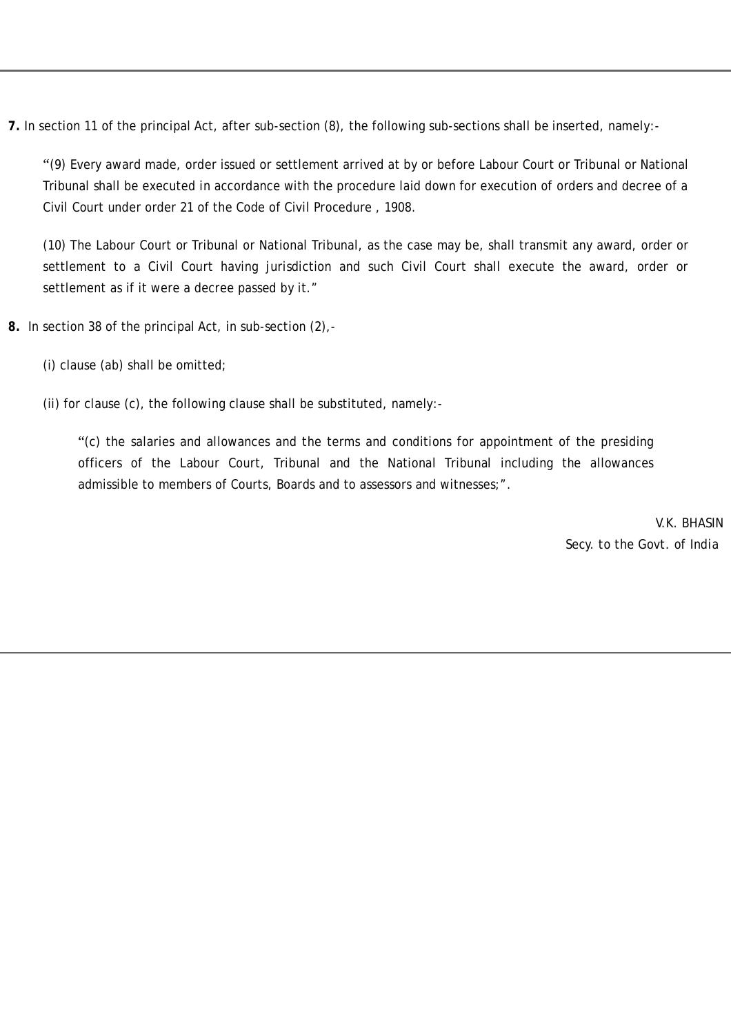**7.** In section 11 of the principal Act, after sub-section (8), the following sub-sections shall be inserted, namely:-

"(9) Every award made, order issued or settlement arrived at by or before Labour Court or Tribunal or National Tribunal shall be executed in accordance with the procedure laid down for execution of orders and decree of a Civil Court under order 21 of the Code of Civil Procedure , 1908.

(10) The Labour Court or Tribunal or National Tribunal, as the case may be, shall transmit any award, order or settlement to a Civil Court having jurisdiction and such Civil Court shall execute the award, order or settlement as if it were a decree passed by it."

**8.** In section 38 of the principal Act, in sub-section (2),-

(i) clause (ab) shall be omitted;

(ii) for clause (c), the following clause shall be substituted, namely:-

"(c) the salaries and allowances and the terms and conditions for appointment of the presiding officers of the Labour Court, Tribunal and the National Tribunal including the allowances admissible to members of Courts, Boards and to assessors and witnesses;".

V.K. BHASIN

Secy. to the Govt. of India